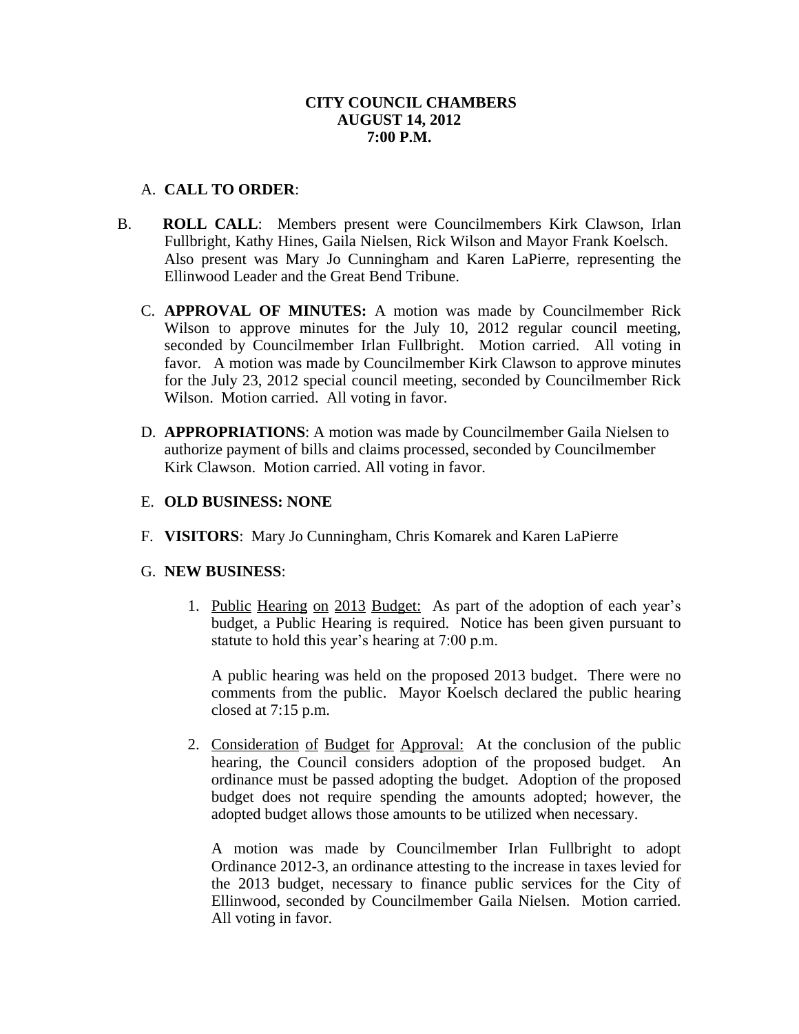**CITY COUNCIL CHAMBERS**
**AUGUST 14, 2012**
**7:00 P.M.**

A. **CALL TO ORDER**:

B. **ROLL CALL**: Members present were Councilmembers Kirk Clawson, Irlan Fullbright, Kathy Hines, Gaila Nielsen, Rick Wilson and Mayor Frank Koelsch. Also present was Mary Jo Cunningham and Karen LaPierre, representing the Ellinwood Leader and the Great Bend Tribune.

C. **APPROVAL OF MINUTES:** A motion was made by Councilmember Rick Wilson to approve minutes for the July 10, 2012 regular council meeting, seconded by Councilmember Irlan Fullbright. Motion carried. All voting in favor. A motion was made by Councilmember Kirk Clawson to approve minutes for the July 23, 2012 special council meeting, seconded by Councilmember Rick Wilson. Motion carried. All voting in favor.

D. **APPROPRIATIONS**: A motion was made by Councilmember Gaila Nielsen to authorize payment of bills and claims processed, seconded by Councilmember Kirk Clawson. Motion carried. All voting in favor.

E. **OLD BUSINESS: NONE**

F. **VISITORS**: Mary Jo Cunningham, Chris Komarek and Karen LaPierre

G. **NEW BUSINESS**:

1. Public Hearing on 2013 Budget: As part of the adoption of each year's budget, a Public Hearing is required. Notice has been given pursuant to statute to hold this year's hearing at 7:00 p.m.

   A public hearing was held on the proposed 2013 budget. There were no comments from the public. Mayor Koelsch declared the public hearing closed at 7:15 p.m.

2. Consideration of Budget for Approval: At the conclusion of the public hearing, the Council considers adoption of the proposed budget. An ordinance must be passed adopting the budget. Adoption of the proposed budget does not require spending the amounts adopted; however, the adopted budget allows those amounts to be utilized when necessary.

   A motion was made by Councilmember Irlan Fullbright to adopt Ordinance 2012-3, an ordinance attesting to the increase in taxes levied for the 2013 budget, necessary to finance public services for the City of Ellinwood, seconded by Councilmember Gaila Nielsen. Motion carried. All voting in favor.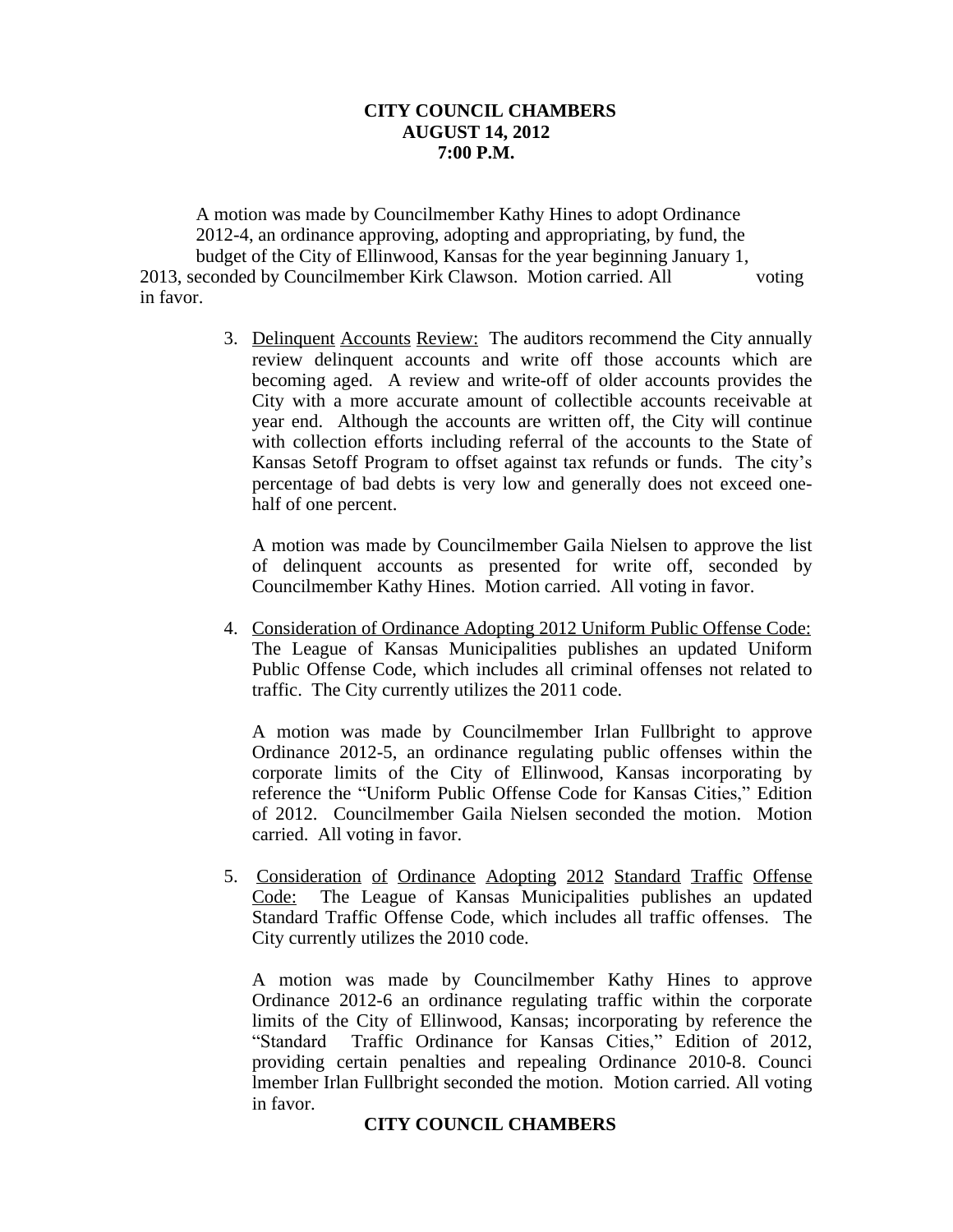**CITY COUNCIL CHAMBERS**
**AUGUST 14, 2012**
**7:00 P.M.**

A motion was made by Councilmember Kathy Hines to adopt Ordinance 2012-4, an ordinance approving, adopting and appropriating, by fund, the budget of the City of Ellinwood, Kansas for the year beginning January 1, 2013, seconded by Councilmember Kirk Clawson. Motion carried. All voting in favor.

3. Delinquent Accounts Review: The auditors recommend the City annually review delinquent accounts and write off those accounts which are becoming aged. A review and write-off of older accounts provides the City with a more accurate amount of collectible accounts receivable at year end. Although the accounts are written off, the City will continue with collection efforts including referral of the accounts to the State of Kansas Setoff Program to offset against tax refunds or funds. The city's percentage of bad debts is very low and generally does not exceed one-half of one percent.

   A motion was made by Councilmember Gaila Nielsen to approve the list of delinquent accounts as presented for write off, seconded by Councilmember Kathy Hines. Motion carried. All voting in favor.

4. Consideration of Ordinance Adopting 2012 Uniform Public Offense Code: The League of Kansas Municipalities publishes an updated Uniform Public Offense Code, which includes all criminal offenses not related to traffic. The City currently utilizes the 2011 code.

   A motion was made by Councilmember Irlan Fullbright to approve Ordinance 2012-5, an ordinance regulating public offenses within the corporate limits of the City of Ellinwood, Kansas incorporating by reference the "Uniform Public Offense Code for Kansas Cities," Edition of 2012. Councilmember Gaila Nielsen seconded the motion. Motion carried. All voting in favor.

5. Consideration of Ordinance Adopting 2012 Standard Traffic Offense Code: The League of Kansas Municipalities publishes an updated Standard Traffic Offense Code, which includes all traffic offenses. The City currently utilizes the 2010 code.

   A motion was made by Councilmember Kathy Hines to approve Ordinance 2012-6 an ordinance regulating traffic within the corporate limits of the City of Ellinwood, Kansas; incorporating by reference the "Standard Traffic Ordinance for Kansas Cities," Edition of 2012, providing certain penalties and repealing Ordinance 2010-8. Councilmember Irlan Fullbright seconded the motion. Motion carried. All voting in favor.

**CITY COUNCIL CHAMBERS**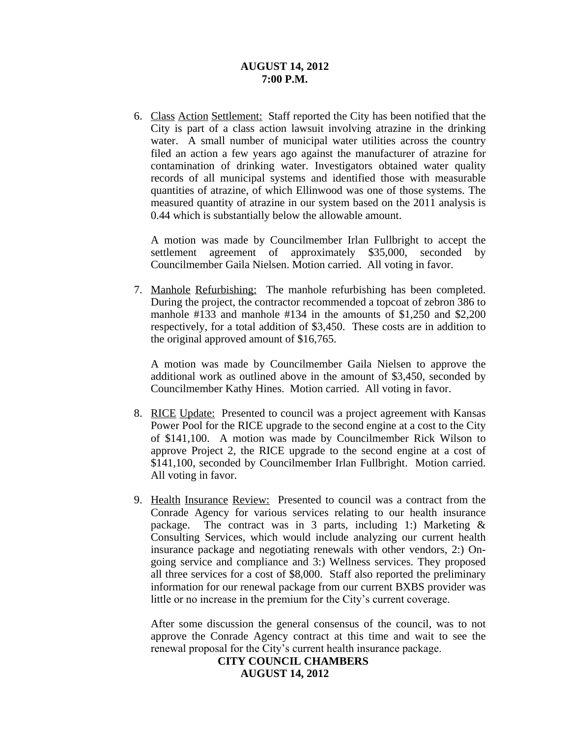6. Class Action Settlement: Staff reported the City has been notified that the City is part of a class action lawsuit involving atrazine in the drinking water. A small number of municipal water utilities across the country filed an action a few years ago against the manufacturer of atrazine for contamination of drinking water. Investigators obtained water quality records of all municipal systems and identified those with measurable quantities of atrazine, of which Ellinwood was one of those systems. The measured quantity of atrazine in our system based on the 2011 analysis is 0.44 which is substantially below the allowable amount.

   A motion was made by Councilmember Irlan Fullbright to accept the settlement agreement of approximately $35,000, seconded by Councilmember Gaila Nielsen. Motion carried. All voting in favor.

7. Manhole Refurbishing: The manhole refurbishing has been completed. During the project, the contractor recommended a topcoat of zebron 386 to manhole #133 and manhole #134 in the amounts of $1,250 and $2,200 respectively, for a total addition of $3,450. These costs are in addition to the original approved amount of $16,765.

   A motion was made by Councilmember Gaila Nielsen to approve the additional work as outlined above in the amount of $3,450, seconded by Councilmember Kathy Hines. Motion carried. All voting in favor.

8. RICE Update: Presented to council was a project agreement with Kansas Power Pool for the RICE upgrade to the second engine at a cost to the City of $141,100. A motion was made by Councilmember Rick Wilson to approve Project 2, the RICE upgrade to the second engine at a cost of $141,100, seconded by Councilmember Irlan Fullbright. Motion carried. All voting in favor.

9. Health Insurance Review: Presented to council was a contract from the Conrade Agency for various services relating to our health insurance package. The contract was in 3 parts, including 1:) Marketing & Consulting Services, which would include analyzing our current health insurance package and negotiating renewals with other vendors, 2:) On-going service and compliance and 3:) Wellness services. They proposed all three services for a cost of $8,000. Staff also reported the preliminary information for our renewal package from our current BXBS provider was little or no increase in the premium for the City's current coverage.

   After some discussion the general consensus of the council, was to not approve the Conrade Agency contract at this time and wait to see the renewal proposal for the City's current health insurance package.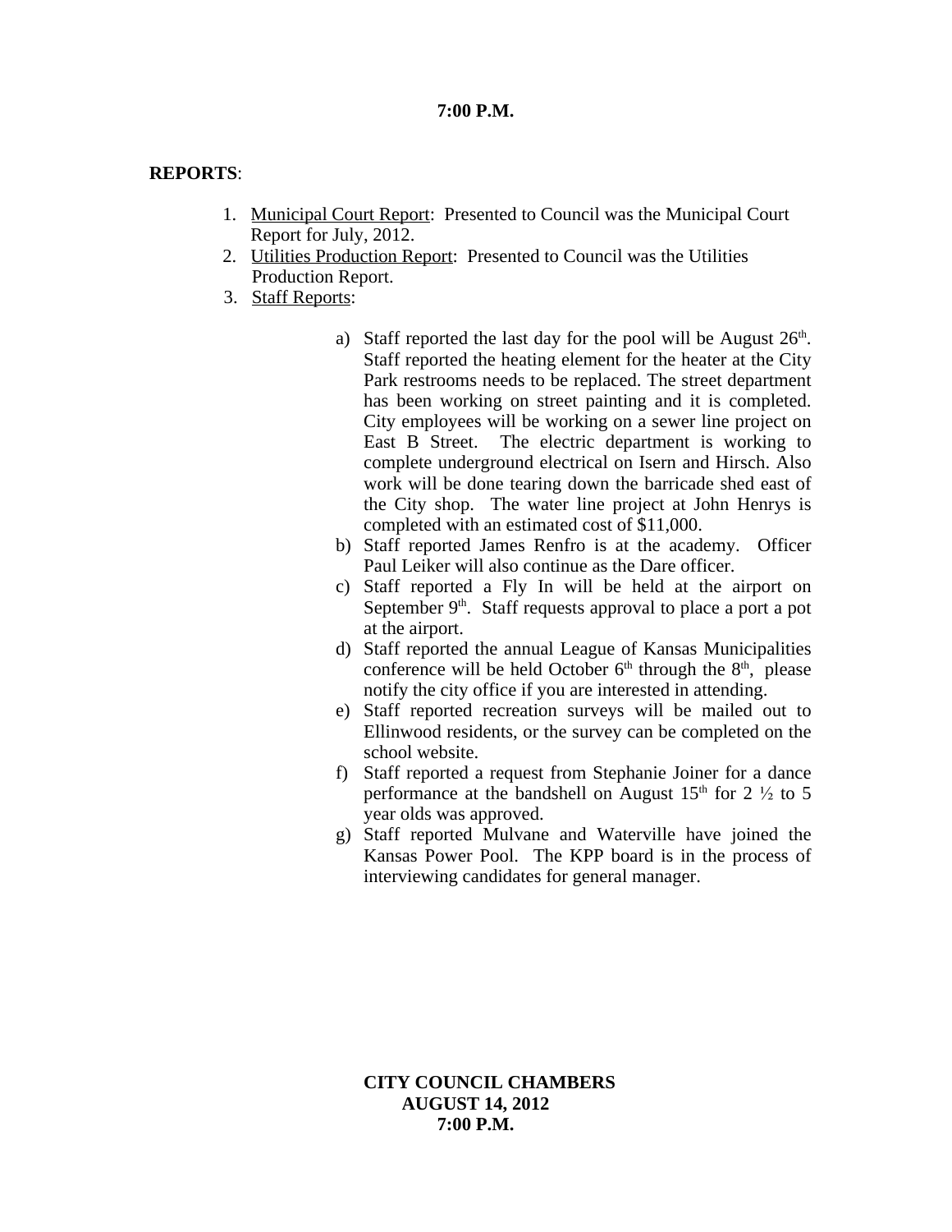**7:00 P.M.**

**REPORTS**:

1. Municipal Court Report: Presented to Council was the Municipal Court Report for July, 2012.
2. Utilities Production Report: Presented to Council was the Utilities Production Report.
3. Staff Reports:

    a) Staff reported the last day for the pool will be August 26th. Staff reported the heating element for the heater at the City Park restrooms needs to be replaced. The street department has been working on street painting and it is completed. City employees will be working on a sewer line project on East B Street. The electric department is working to complete underground electrical on Isern and Hirsch. Also work will be done tearing down the barricade shed east of the City shop. The water line project at John Henrys is completed with an estimated cost of $11,000.
    b) Staff reported James Renfro is at the academy. Officer Paul Leiker will also continue as the Dare officer.
    c) Staff reported a Fly In will be held at the airport on September 9th. Staff requests approval to place a port a pot at the airport.
    d) Staff reported the annual League of Kansas Municipalities conference will be held October 6th through the 8th, please notify the city office if you are interested in attending.
    e) Staff reported recreation surveys will be mailed out to Ellinwood residents, or the survey can be completed on the school website.
    f) Staff reported a request from Stephanie Joiner for a dance performance at the bandshell on August 15th for 2 ½ to 5 year olds was approved.
    g) Staff reported Mulvane and Waterville have joined the Kansas Power Pool. The KPP board is in the process of interviewing candidates for general manager.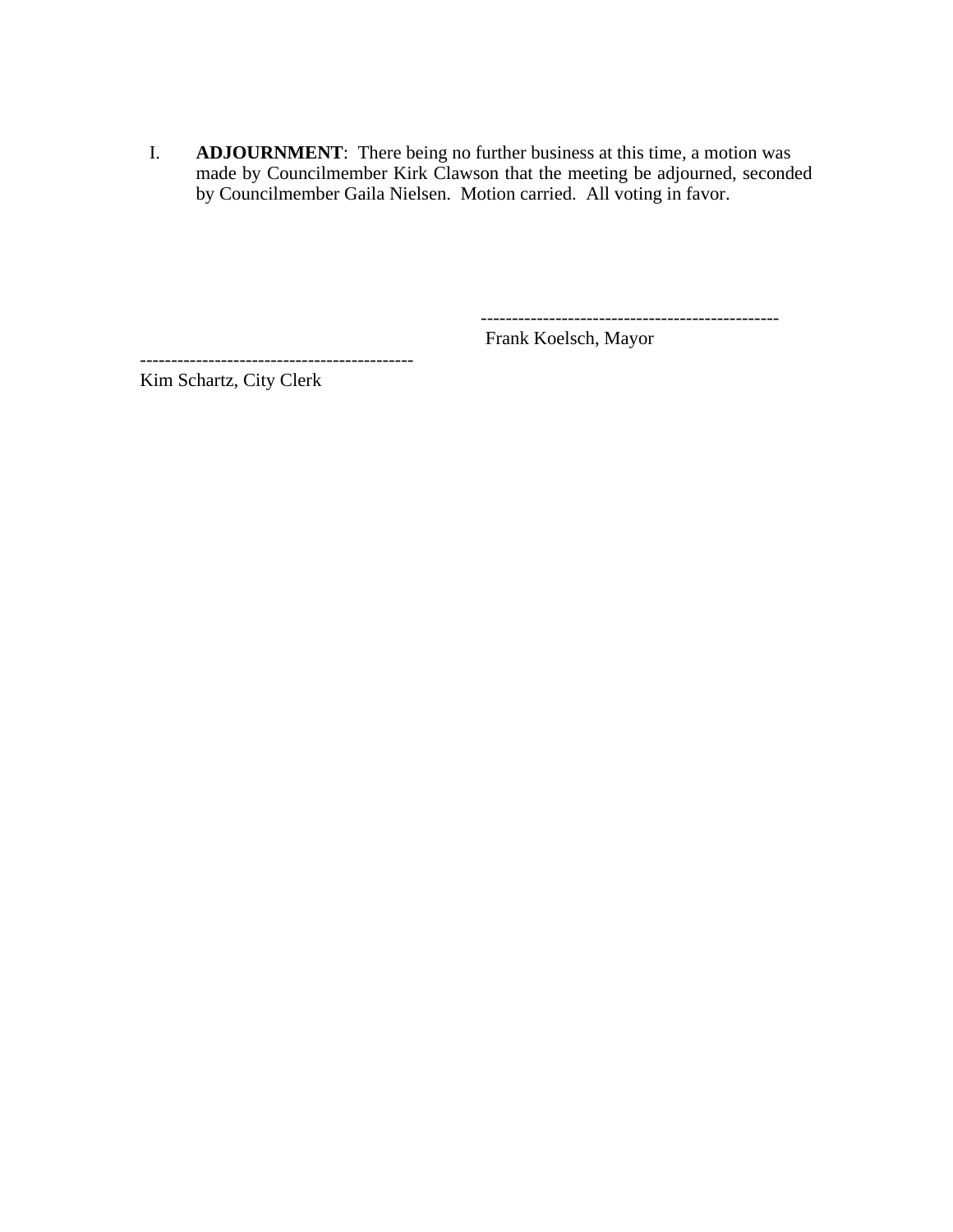I. **ADJOURNMENT**: There being no further business at this time, a motion was made by Councilmember Kirk Clawson that the meeting be adjourned, seconded by Councilmember Gaila Nielsen. Motion carried. All voting in favor.

------------------------------------------------
Frank Koelsch, Mayor

--------------------------------------------
Kim Schartz, City Clerk